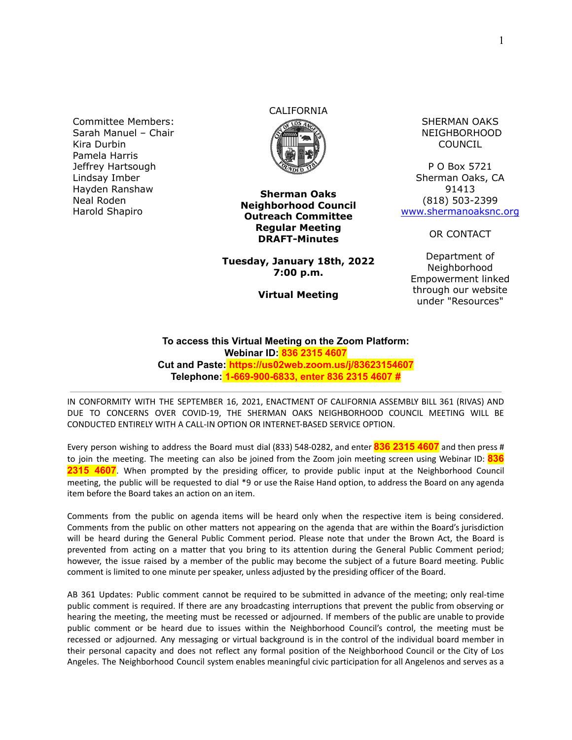Committee Members:
Sarah Manuel – Chair
Kira Durbin
Pamela Harris
Jeffrey Hartsough
Lindsay Imber
Hayden Ranshaw
Neal Roden
Harold Shapiro

CALIFORNIA

**Sherman Oaks Neighborhood Council Outreach Committee Regular Meeting DRAFT-Minutes**

**Tuesday, January 18th, 2022**
**7:00 p.m.**

**Virtual Meeting**

SHERMAN OAKS NEIGHBORHOOD COUNCIL

P O Box 5721
Sherman Oaks, CA 91413
(818) 503-2399
www.shermanoaksnc.org

OR CONTACT

Department of Neighborhood Empowerment linked through our website under "Resources"

**To access this Virtual Meeting on the Zoom Platform:**
**Webinar ID: 836 2315 4607**
**Cut and Paste: https://us02web.zoom.us/j/83623154607**
**Telephone: 1-669-900-6833, enter 836 2315 4607 #**

---

IN CONFORMITY WITH THE SEPTEMBER 16, 2021, ENACTMENT OF CALIFORNIA ASSEMBLY BILL 361 (RIVAS) AND DUE TO CONCERNS OVER COVID-19, THE SHERMAN OAKS NEIGHBORHOOD COUNCIL MEETING WILL BE CONDUCTED ENTIRELY WITH A CALL-IN OPTION OR INTERNET-BASED SERVICE OPTION.

Every person wishing to address the Board must dial (833) 548-0282, and enter **836 2315 4607** and then press # to join the meeting. The meeting can also be joined from the Zoom join meeting screen using Webinar ID: **836 2315 4607**. When prompted by the presiding officer, to provide public input at the Neighborhood Council meeting, the public will be requested to dial *9 or use the Raise Hand option, to address the Board on any agenda item before the Board takes an action on an item.

Comments from the public on agenda items will be heard only when the respective item is being considered. Comments from the public on other matters not appearing on the agenda that are within the Board's jurisdiction will be heard during the General Public Comment period. Please note that under the Brown Act, the Board is prevented from acting on a matter that you bring to its attention during the General Public Comment period; however, the issue raised by a member of the public may become the subject of a future Board meeting. Public comment is limited to one minute per speaker, unless adjusted by the presiding officer of the Board.

AB 361 Updates: Public comment cannot be required to be submitted in advance of the meeting; only real-time public comment is required. If there are any broadcasting interruptions that prevent the public from observing or hearing the meeting, the meeting must be recessed or adjourned. If members of the public are unable to provide public comment or be heard due to issues within the Neighborhood Council's control, the meeting must be recessed or adjourned. Any messaging or virtual background is in the control of the individual board member in their personal capacity and does not reflect any formal position of the Neighborhood Council or the City of Los Angeles. The Neighborhood Council system enables meaningful civic participation for all Angelenos and serves as a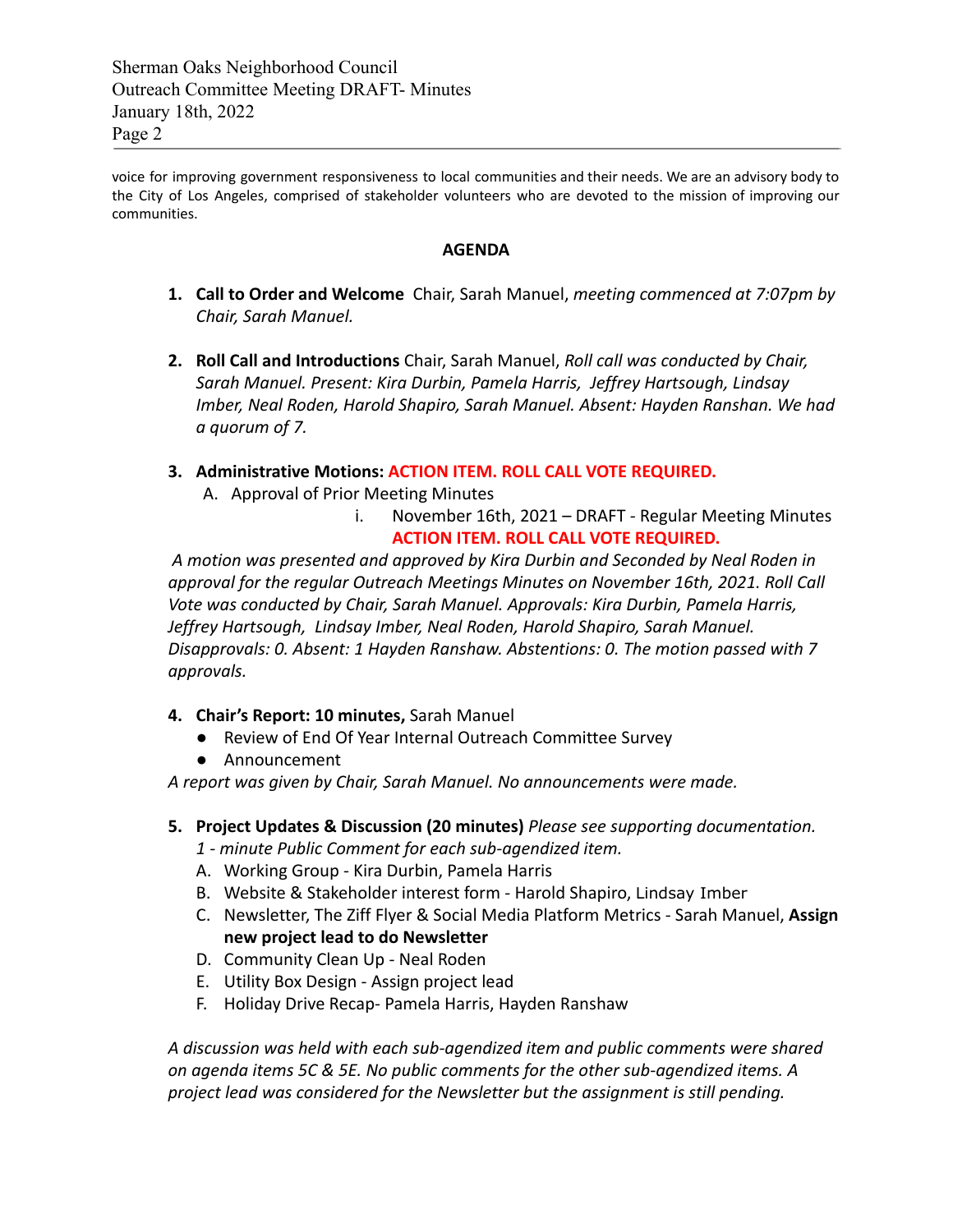voice for improving government responsiveness to local communities and their needs. We are an advisory body to the City of Los Angeles, comprised of stakeholder volunteers who are devoted to the mission of improving our communities.

## AGENDA

1. **Call to Order and Welcome** Chair, Sarah Manuel, *meeting commenced at 7:07pm by Chair, Sarah Manuel.*

2. **Roll Call and Introductions** Chair, Sarah Manuel, *Roll call was conducted by Chair, Sarah Manuel. Present: Kira Durbin, Pamela Harris, Jeffrey Hartsough, Lindsay Imber, Neal Roden, Harold Shapiro, Sarah Manuel. Absent: Hayden Ranshan. We had a quorum of 7.*

3. **Administrative Motions: ACTION ITEM. ROLL CALL VOTE REQUIRED.**
   A. Approval of Prior Meeting Minutes
      i. November 16th, 2021 – DRAFT - Regular Meeting Minutes
         **ACTION ITEM. ROLL CALL VOTE REQUIRED.**

*A motion was presented and approved by Kira Durbin and Seconded by Neal Roden in approval for the regular Outreach Meetings Minutes on November 16th, 2021. Roll Call Vote was conducted by Chair, Sarah Manuel. Approvals: Kira Durbin, Pamela Harris, Jeffrey Hartsough, Lindsay Imber, Neal Roden, Harold Shapiro, Sarah Manuel. Disapprovals: 0. Absent: 1 Hayden Ranshaw. Abstentions: 0. The motion passed with 7 approvals.*

4. **Chair's Report: 10 minutes,** Sarah Manuel
   - Review of End Of Year Internal Outreach Committee Survey
   - Announcement

*A report was given by Chair, Sarah Manuel. No announcements were made.*

5. **Project Updates & Discussion (20 minutes)** *Please see supporting documentation. 1 - minute Public Comment for each sub-agendized item.*
   A. Working Group - Kira Durbin, Pamela Harris
   B. Website & Stakeholder interest form - Harold Shapiro, Lindsay Imber
   C. Newsletter, The Ziff Flyer & Social Media Platform Metrics - Sarah Manuel, **Assign new project lead to do Newsletter**
   D. Community Clean Up - Neal Roden
   E. Utility Box Design - Assign project lead
   F. Holiday Drive Recap- Pamela Harris, Hayden Ranshaw

*A discussion was held with each sub-agendized item and public comments were shared on agenda items 5C & 5E. No public comments for the other sub-agendized items. A project lead was considered for the Newsletter but the assignment is still pending.*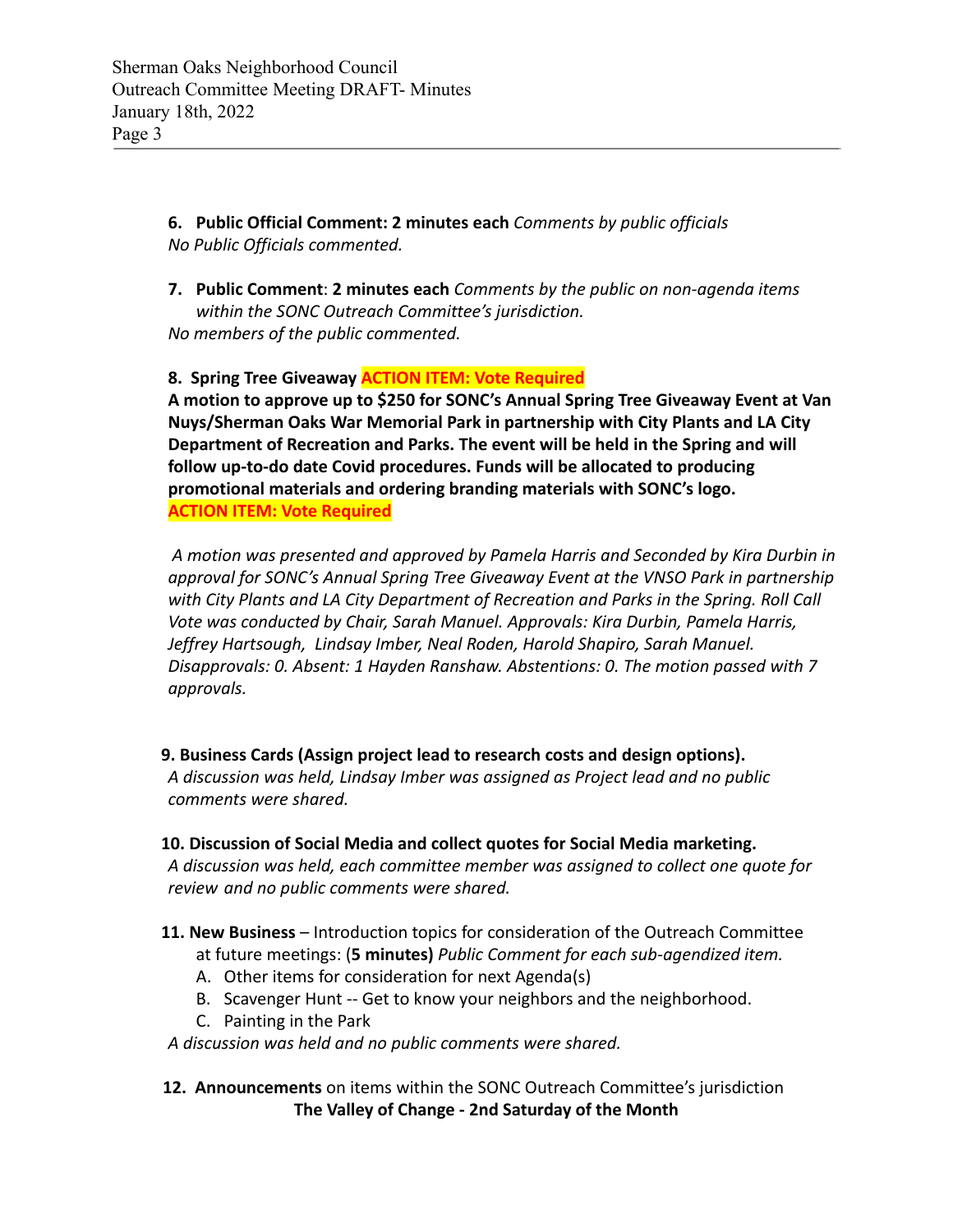**6. Public Official Comment: 2 minutes each** *Comments by public officials*
*No Public Officials commented.*

**7. Public Comment**: **2 minutes each** *Comments by the public on non-agenda items within the SONC Outreach Committee's jurisdiction.*
*No members of the public commented.*

**8. Spring Tree Giveaway ACTION ITEM: Vote Required**
**A motion to approve up to $250 for SONC's Annual Spring Tree Giveaway Event at Van Nuys/Sherman Oaks War Memorial Park in partnership with City Plants and LA City Department of Recreation and Parks. The event will be held in the Spring and will follow up-to-do date Covid procedures. Funds will be allocated to producing promotional materials and ordering branding materials with SONC's logo.**
**ACTION ITEM: Vote Required**

*A motion was presented and approved by Pamela Harris and Seconded by Kira Durbin in approval for SONC's Annual Spring Tree Giveaway Event at the VNSO Park in partnership with City Plants and LA City Department of Recreation and Parks in the Spring. Roll Call Vote was conducted by Chair, Sarah Manuel. Approvals: Kira Durbin, Pamela Harris, Jeffrey Hartsough, Lindsay Imber, Neal Roden, Harold Shapiro, Sarah Manuel. Disapprovals: 0. Absent: 1 Hayden Ranshaw. Abstentions: 0. The motion passed with 7 approvals.*

**9. Business Cards (Assign project lead to research costs and design options).**
*A discussion was held, Lindsay Imber was assigned as Project lead and no public comments were shared.*

**10. Discussion of Social Media and collect quotes for Social Media marketing.**
*A discussion was held, each committee member was assigned to collect one quote for review and no public comments were shared.*

**11. New Business** – Introduction topics for consideration of the Outreach Committee at future meetings: (**5 minutes)** *Public Comment for each sub-agendized item.*

A. Other items for consideration for next Agenda(s)
B. Scavenger Hunt -- Get to know your neighbors and the neighborhood.
C. Painting in the Park

*A discussion was held and no public comments were shared.*

**12. Announcements** on items within the SONC Outreach Committee's jurisdiction

**The Valley of Change - 2nd Saturday of the Month**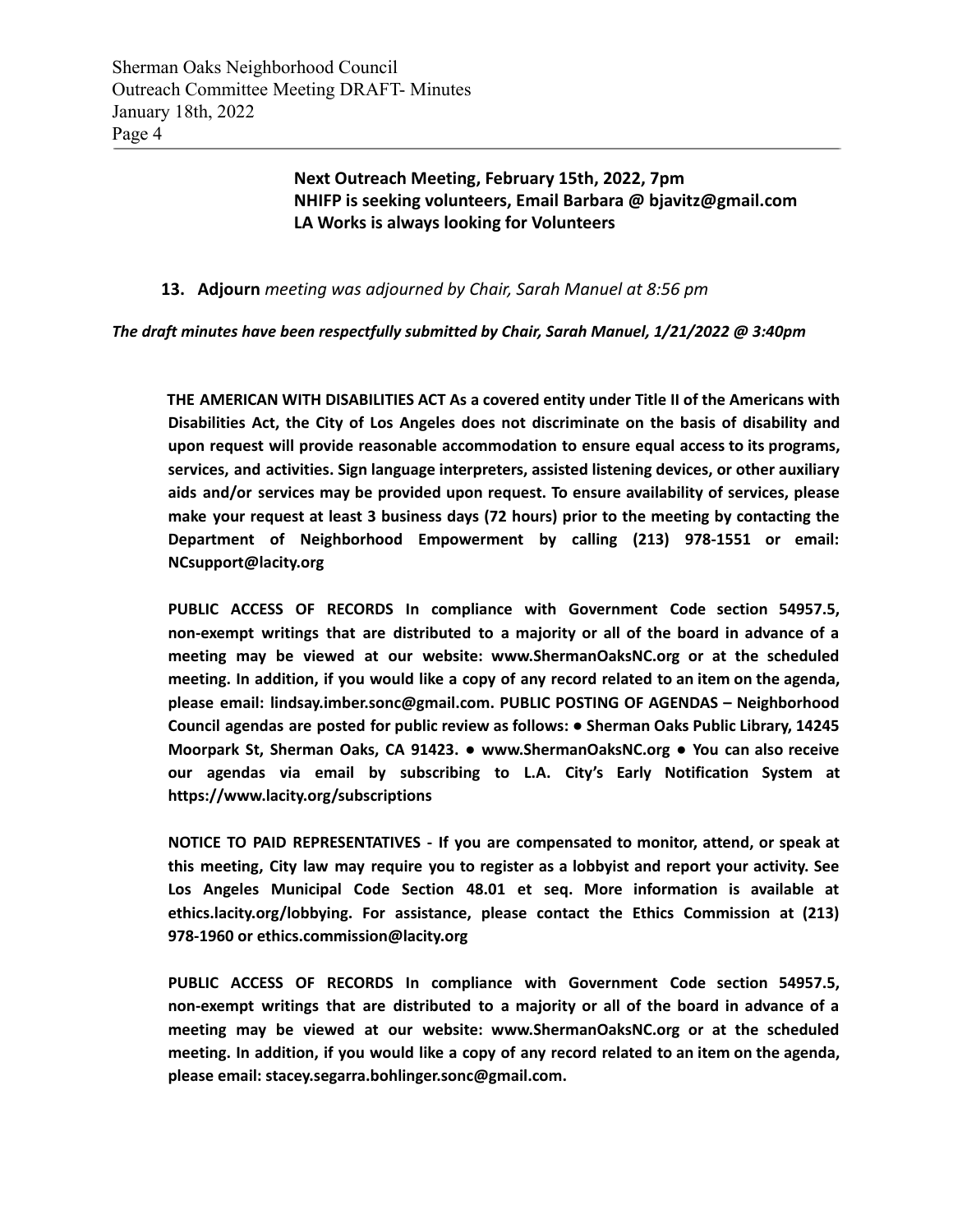**Next Outreach Meeting, February 15th, 2022, 7pm**
**NHIFP is seeking volunteers, Email Barbara @ bjavitz@gmail.com**
**LA Works is always looking for Volunteers**

**13. Adjourn** *meeting was adjourned by Chair, Sarah Manuel at 8:56 pm*

***The draft minutes have been respectfully submitted by Chair, Sarah Manuel, 1/21/2022 @ 3:40pm***

**THE AMERICAN WITH DISABILITIES ACT As a covered entity under Title II of the Americans with Disabilities Act, the City of Los Angeles does not discriminate on the basis of disability and upon request will provide reasonable accommodation to ensure equal access to its programs, services, and activities. Sign language interpreters, assisted listening devices, or other auxiliary aids and/or services may be provided upon request. To ensure availability of services, please make your request at least 3 business days (72 hours) prior to the meeting by contacting the Department of Neighborhood Empowerment by calling (213) 978-1551 or email: NCsupport@lacity.org**

**PUBLIC ACCESS OF RECORDS In compliance with Government Code section 54957.5, non-exempt writings that are distributed to a majority or all of the board in advance of a meeting may be viewed at our website: www.ShermanOaksNC.org or at the scheduled meeting. In addition, if you would like a copy of any record related to an item on the agenda, please email: lindsay.imber.sonc@gmail.com. PUBLIC POSTING OF AGENDAS – Neighborhood Council agendas are posted for public review as follows: ● Sherman Oaks Public Library, 14245 Moorpark St, Sherman Oaks, CA 91423. ● www.ShermanOaksNC.org ● You can also receive our agendas via email by subscribing to L.A. City's Early Notification System at https://www.lacity.org/subscriptions**

**NOTICE TO PAID REPRESENTATIVES - If you are compensated to monitor, attend, or speak at this meeting, City law may require you to register as a lobbyist and report your activity. See Los Angeles Municipal Code Section 48.01 et seq. More information is available at ethics.lacity.org/lobbying. For assistance, please contact the Ethics Commission at (213) 978-1960 or ethics.commission@lacity.org**

**PUBLIC ACCESS OF RECORDS In compliance with Government Code section 54957.5, non-exempt writings that are distributed to a majority or all of the board in advance of a meeting may be viewed at our website: www.ShermanOaksNC.org or at the scheduled meeting. In addition, if you would like a copy of any record related to an item on the agenda, please email: stacey.segarra.bohlinger.sonc@gmail.com.**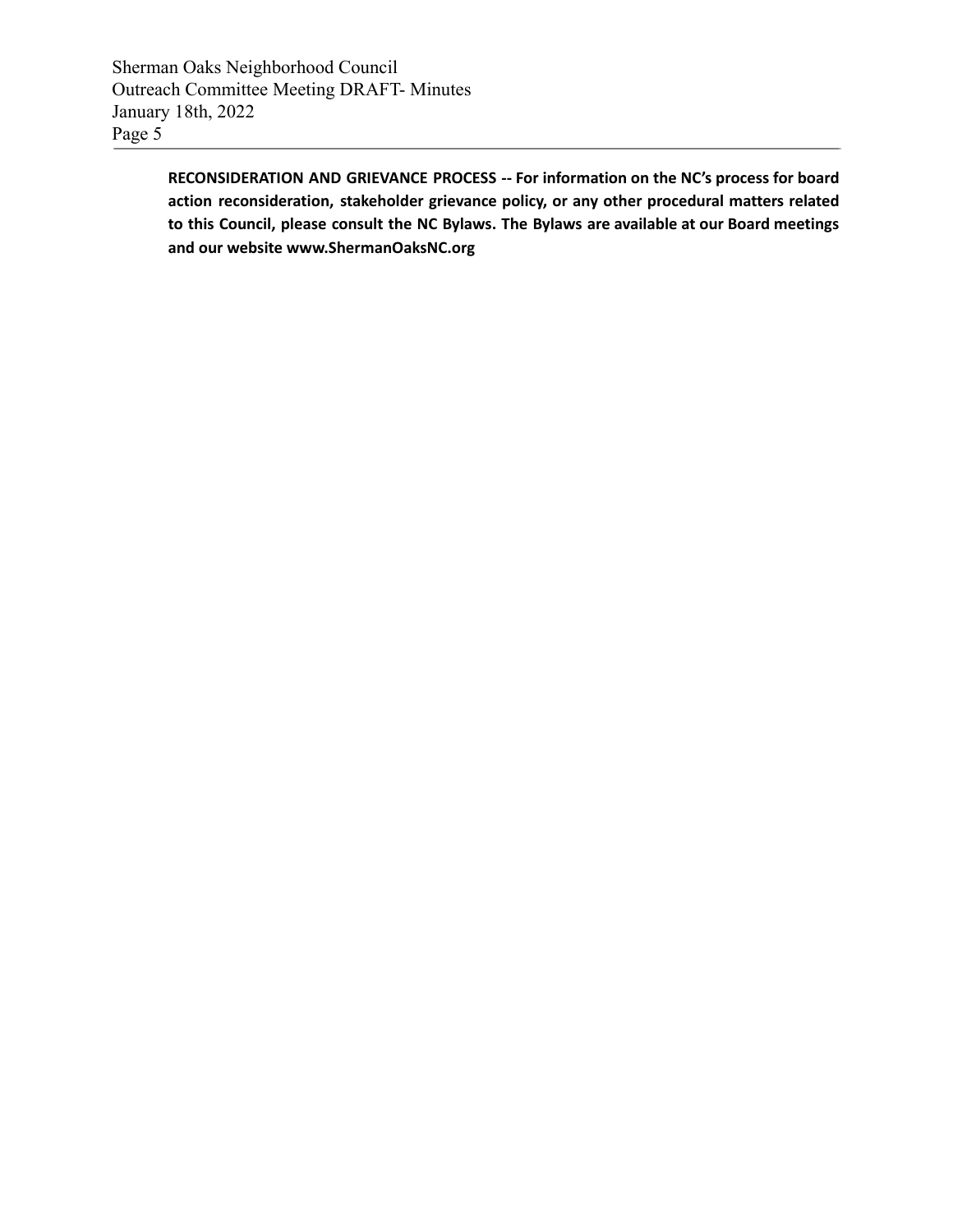**RECONSIDERATION AND GRIEVANCE PROCESS -- For information on the NC's process for board action reconsideration, stakeholder grievance policy, or any other procedural matters related to this Council, please consult the NC Bylaws. The Bylaws are available at our Board meetings and our website www.ShermanOaksNC.org**